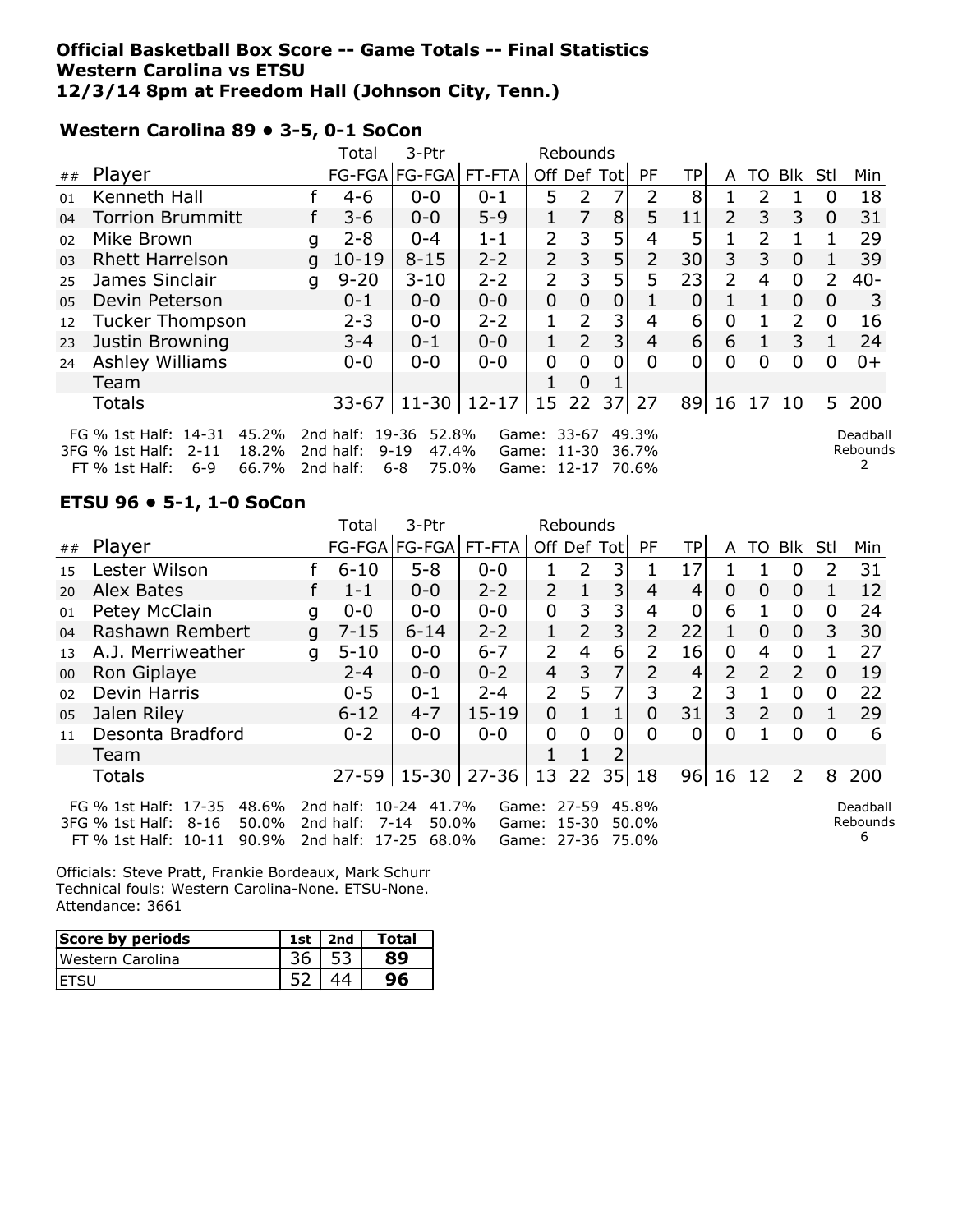**Official Basketball Box Score -- Game Totals -- Final Statistics**
**Western Carolina vs ETSU**
**12/3/14 8pm at Freedom Hall (Johnson City, Tenn.)**

### Western Carolina 89 • 3-5, 0-1 SoCon

| ## | Player | | Total FG-FGA | 3-Ptr FG-FGA | FT-FTA | Rebounds Off | Def | Tot | PF | TP | A | TO | Blk | Stl | Min |
|---|---|---|---|---|---|---|---|---|---|---|---|---|---|---|---|
| 01 | Kenneth Hall | f | 4-6 | 0-0 | 0-1 | 5 | 2 | 7 | 2 | 8 | 1 | 2 | 1 | 0 | 18 |
| 04 | Torrion Brummitt | f | 3-6 | 0-0 | 5-9 | 1 | 7 | 8 | 5 | 11 | 2 | 3 | 3 | 0 | 31 |
| 02 | Mike Brown | g | 2-8 | 0-4 | 1-1 | 2 | 3 | 5 | 4 | 5 | 1 | 2 | 1 | 1 | 29 |
| 03 | Rhett Harrelson | g | 10-19 | 8-15 | 2-2 | 2 | 3 | 5 | 2 | 30 | 3 | 3 | 0 | 1 | 39 |
| 25 | James Sinclair | g | 9-20 | 3-10 | 2-2 | 2 | 3 | 5 | 5 | 23 | 2 | 4 | 0 | 2 | 40- |
| 05 | Devin Peterson | | 0-1 | 0-0 | 0-0 | 0 | 0 | 0 | 1 | 0 | 1 | 1 | 0 | 0 | 3 |
| 12 | Tucker Thompson | | 2-3 | 0-0 | 2-2 | 1 | 2 | 3 | 4 | 6 | 0 | 1 | 2 | 0 | 16 |
| 23 | Justin Browning | | 3-4 | 0-1 | 0-0 | 1 | 2 | 3 | 4 | 6 | 6 | 1 | 3 | 1 | 24 |
| 24 | Ashley Williams | | 0-0 | 0-0 | 0-0 | 0 | 0 | 0 | 0 | 0 | 0 | 0 | 0 | 0 | 0+ |
| | Team | | | | | 1 | 0 | 1 | | | | | | | |
| | Totals | | 33-67 | 11-30 | 12-17 | 15 | 22 | 37 | 27 | 89 | 16 | 17 | 10 | 5 | 200 |

FG % 1st Half: 14-31 45.2% 2nd half: 19-36 52.8% Game: 33-67 49.3%
3FG % 1st Half: 2-11 18.2% 2nd half: 9-19 47.4% Game: 11-30 36.7%
FT % 1st Half: 6-9 66.7% 2nd half: 6-8 75.0% Game: 12-17 70.6%

Deadball Rebounds 2

### ETSU 96 • 5-1, 1-0 SoCon

| ## | Player | | Total FG-FGA | 3-Ptr FG-FGA | FT-FTA | Rebounds Off | Def | Tot | PF | TP | A | TO | Blk | Stl | Min |
|---|---|---|---|---|---|---|---|---|---|---|---|---|---|---|---|
| 15 | Lester Wilson | f | 6-10 | 5-8 | 0-0 | 1 | 2 | 3 | 1 | 17 | 1 | 1 | 0 | 2 | 31 |
| 20 | Alex Bates | f | 1-1 | 0-0 | 2-2 | 2 | 1 | 3 | 4 | 4 | 0 | 0 | 0 | 1 | 12 |
| 01 | Petey McClain | g | 0-0 | 0-0 | 0-0 | 0 | 3 | 3 | 4 | 0 | 6 | 1 | 0 | 0 | 24 |
| 04 | Rashawn Rembert | g | 7-15 | 6-14 | 2-2 | 1 | 2 | 3 | 2 | 22 | 1 | 0 | 0 | 3 | 30 |
| 13 | A.J. Merriweather | g | 5-10 | 0-0 | 6-7 | 2 | 4 | 6 | 2 | 16 | 0 | 4 | 0 | 1 | 27 |
| 00 | Ron Giplaye | | 2-4 | 0-0 | 0-2 | 4 | 3 | 7 | 2 | 4 | 2 | 2 | 2 | 0 | 19 |
| 02 | Devin Harris | | 0-5 | 0-1 | 2-4 | 2 | 5 | 7 | 3 | 2 | 3 | 1 | 0 | 0 | 22 |
| 05 | Jalen Riley | | 6-12 | 4-7 | 15-19 | 0 | 1 | 1 | 0 | 31 | 3 | 2 | 0 | 1 | 29 |
| 11 | Desonta Bradford | | 0-2 | 0-0 | 0-0 | 0 | 0 | 0 | 0 | 0 | 0 | 1 | 0 | 0 | 6 |
| | Team | | | | | 1 | 1 | 2 | | | | | | | |
| | Totals | | 27-59 | 15-30 | 27-36 | 13 | 22 | 35 | 18 | 96 | 16 | 12 | 2 | 8 | 200 |

FG % 1st Half: 17-35 48.6% 2nd half: 10-24 41.7% Game: 27-59 45.8%
3FG % 1st Half: 8-16 50.0% 2nd half: 7-14 50.0% Game: 15-30 50.0%
FT % 1st Half: 10-11 90.9% 2nd half: 17-25 68.0% Game: 27-36 75.0%

Deadball Rebounds 6

Officials: Steve Pratt, Frankie Bordeaux, Mark Schurr
Technical fouls: Western Carolina-None. ETSU-None.
Attendance: 3661

| Score by periods | 1st | 2nd | Total |
|---|---|---|---|
| Western Carolina | 36 | 53 | **89** |
| ETSU | 52 | 44 | **96** |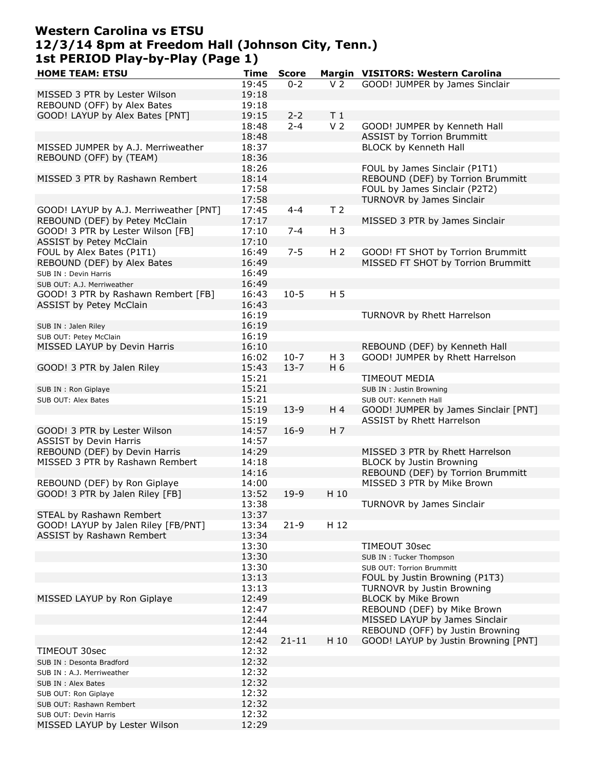# Western Carolina vs ETSU
## 12/3/14 8pm at Freedom Hall (Johnson City, Tenn.)
## 1st PERIOD Play-by-Play (Page 1)

| HOME TEAM: ETSU | Time | Score | Margin | VISITORS: Western Carolina |
|---|---|---|---|---|
| | 19:45 | 0-2 | V 2 | GOOD! JUMPER by James Sinclair |
| MISSED 3 PTR by Lester Wilson | 19:18 | | | |
| REBOUND (OFF) by Alex Bates | 19:18 | | | |
| GOOD! LAYUP by Alex Bates [PNT] | 19:15 | 2-2 | T 1 | |
| | 18:48 | 2-4 | V 2 | GOOD! JUMPER by Kenneth Hall |
| | 18:48 | | | ASSIST by Torrion Brummitt |
| MISSED JUMPER by A.J. Merriweather | 18:37 | | | BLOCK by Kenneth Hall |
| REBOUND (OFF) by (TEAM) | 18:36 | | | |
| | 18:26 | | | FOUL by James Sinclair (P1T1) |
| MISSED 3 PTR by Rashawn Rembert | 18:14 | | | REBOUND (DEF) by Torrion Brummitt |
| | 17:58 | | | FOUL by James Sinclair (P2T2) |
| | 17:58 | | | TURNOVR by James Sinclair |
| GOOD! LAYUP by A.J. Merriweather [PNT] | 17:45 | 4-4 | T 2 | |
| REBOUND (DEF) by Petey McClain | 17:17 | | | MISSED 3 PTR by James Sinclair |
| GOOD! 3 PTR by Lester Wilson [FB] | 17:10 | 7-4 | H 3 | |
| ASSIST by Petey McClain | 17:10 | | | |
| FOUL by Alex Bates (P1T1) | 16:49 | 7-5 | H 2 | GOOD! FT SHOT by Torrion Brummitt |
| REBOUND (DEF) by Alex Bates | 16:49 | | | MISSED FT SHOT by Torrion Brummitt |
| SUB IN : Devin Harris | 16:49 | | | |
| SUB OUT: A.J. Merriweather | 16:49 | | | |
| GOOD! 3 PTR by Rashawn Rembert [FB] | 16:43 | 10-5 | H 5 | |
| ASSIST by Petey McClain | 16:43 | | | |
| | 16:19 | | | TURNOVR by Rhett Harrelson |
| SUB IN : Jalen Riley | 16:19 | | | |
| SUB OUT: Petey McClain | 16:19 | | | |
| MISSED LAYUP by Devin Harris | 16:10 | | | REBOUND (DEF) by Kenneth Hall |
| | 16:02 | 10-7 | H 3 | GOOD! JUMPER by Rhett Harrelson |
| GOOD! 3 PTR by Jalen Riley | 15:43 | 13-7 | H 6 | |
| | 15:21 | | | TIMEOUT MEDIA |
| SUB IN : Ron Giplaye | 15:21 | | | SUB IN : Justin Browning |
| SUB OUT: Alex Bates | 15:21 | | | SUB OUT: Kenneth Hall |
| | 15:19 | 13-9 | H 4 | GOOD! JUMPER by James Sinclair [PNT] |
| | 15:19 | | | ASSIST by Rhett Harrelson |
| GOOD! 3 PTR by Lester Wilson | 14:57 | 16-9 | H 7 | |
| ASSIST by Devin Harris | 14:57 | | | |
| REBOUND (DEF) by Devin Harris | 14:29 | | | MISSED 3 PTR by Rhett Harrelson |
| MISSED 3 PTR by Rashawn Rembert | 14:18 | | | BLOCK by Justin Browning |
| | 14:16 | | | REBOUND (DEF) by Torrion Brummitt |
| REBOUND (DEF) by Ron Giplaye | 14:00 | | | MISSED 3 PTR by Mike Brown |
| GOOD! 3 PTR by Jalen Riley [FB] | 13:52 | 19-9 | H 10 | |
| | 13:38 | | | TURNOVR by James Sinclair |
| STEAL by Rashawn Rembert | 13:37 | | | |
| GOOD! LAYUP by Jalen Riley [FB/PNT] | 13:34 | 21-9 | H 12 | |
| ASSIST by Rashawn Rembert | 13:34 | | | |
| | 13:30 | | | TIMEOUT 30sec |
| | 13:30 | | | SUB IN : Tucker Thompson |
| | 13:30 | | | SUB OUT: Torrion Brummitt |
| | 13:13 | | | FOUL by Justin Browning (P1T3) |
| | 13:13 | | | TURNOVR by Justin Browning |
| MISSED LAYUP by Ron Giplaye | 12:49 | | | BLOCK by Mike Brown |
| | 12:47 | | | REBOUND (DEF) by Mike Brown |
| | 12:44 | | | MISSED LAYUP by James Sinclair |
| | 12:44 | | | REBOUND (OFF) by Justin Browning |
| | 12:42 | 21-11 | H 10 | GOOD! LAYUP by Justin Browning [PNT] |
| TIMEOUT 30sec | 12:32 | | | |
| SUB IN : Desonta Bradford | 12:32 | | | |
| SUB IN : A.J. Merriweather | 12:32 | | | |
| SUB IN : Alex Bates | 12:32 | | | |
| SUB OUT: Ron Giplaye | 12:32 | | | |
| SUB OUT: Rashawn Rembert | 12:32 | | | |
| SUB OUT: Devin Harris | 12:32 | | | |
| MISSED LAYUP by Lester Wilson | 12:29 | | | |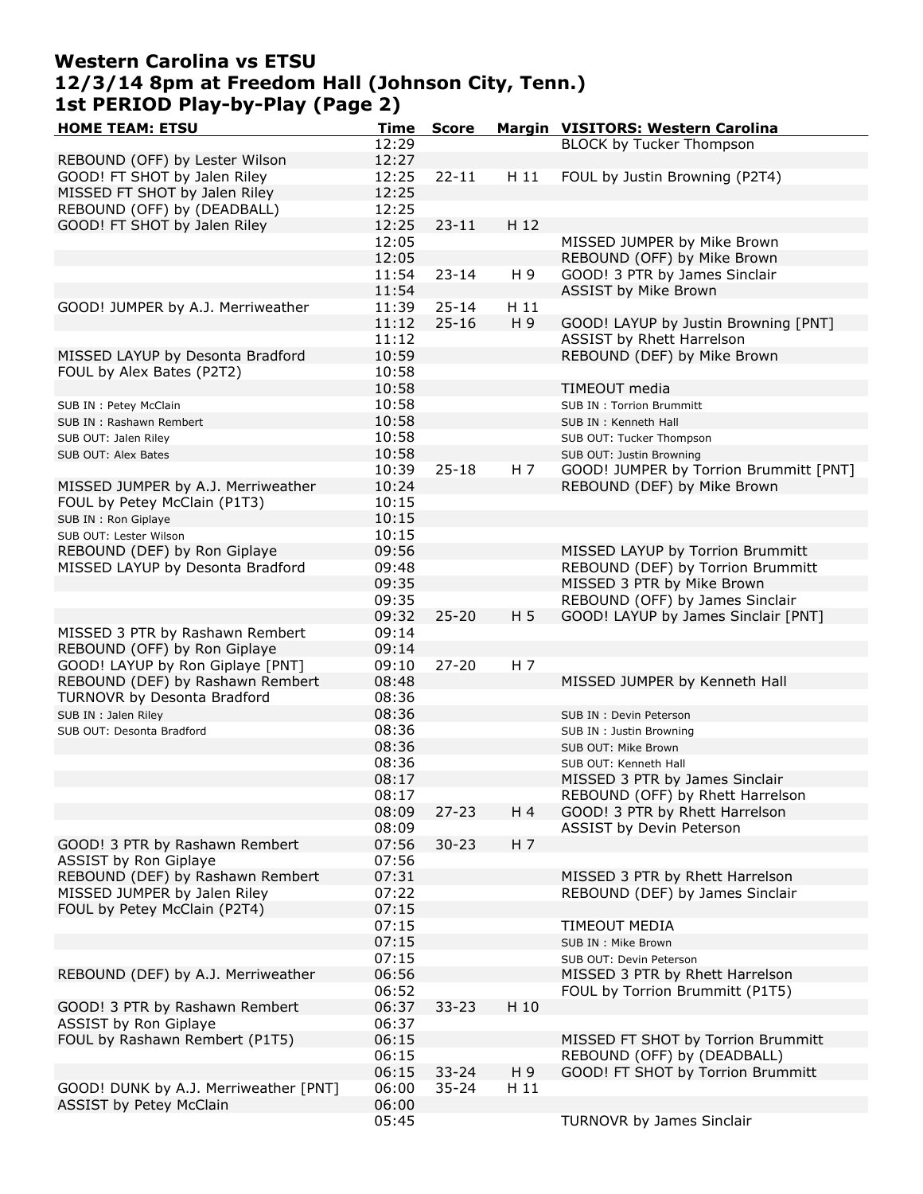# Western Carolina vs ETSU
# 12/3/14 8pm at Freedom Hall (Johnson City, Tenn.)
# 1st PERIOD Play-by-Play (Page 2)

| HOME TEAM: ETSU | Time | Score | Margin | VISITORS: Western Carolina |
|---|---|---|---|---|
| | 12:29 | | | BLOCK by Tucker Thompson |
| REBOUND (OFF) by Lester Wilson | 12:27 | | | |
| GOOD! FT SHOT by Jalen Riley | 12:25 | 22-11 | H 11 | FOUL by Justin Browning (P2T4) |
| MISSED FT SHOT by Jalen Riley | 12:25 | | | |
| REBOUND (OFF) by (DEADBALL) | 12:25 | | | |
| GOOD! FT SHOT by Jalen Riley | 12:25 | 23-11 | H 12 | |
| | 12:05 | | | MISSED JUMPER by Mike Brown |
| | 12:05 | | | REBOUND (OFF) by Mike Brown |
| | 11:54 | 23-14 | H 9 | GOOD! 3 PTR by James Sinclair |
| | 11:54 | | | ASSIST by Mike Brown |
| GOOD! JUMPER by A.J. Merriweather | 11:39 | 25-14 | H 11 | |
| | 11:12 | 25-16 | H 9 | GOOD! LAYUP by Justin Browning [PNT] |
| | 11:12 | | | ASSIST by Rhett Harrelson |
| MISSED LAYUP by Desonta Bradford | 10:59 | | | REBOUND (DEF) by Mike Brown |
| FOUL by Alex Bates (P2T2) | 10:58 | | | |
| | 10:58 | | | TIMEOUT media |
| SUB IN : Petey McClain | 10:58 | | | SUB IN : Torrion Brummitt |
| SUB IN : Rashawn Rembert | 10:58 | | | SUB IN : Kenneth Hall |
| SUB OUT: Jalen Riley | 10:58 | | | SUB OUT: Tucker Thompson |
| SUB OUT: Alex Bates | 10:58 | | | SUB OUT: Justin Browning |
| | 10:39 | 25-18 | H 7 | GOOD! JUMPER by Torrion Brummitt [PNT] |
| MISSED JUMPER by A.J. Merriweather | 10:24 | | | REBOUND (DEF) by Mike Brown |
| FOUL by Petey McClain (P1T3) | 10:15 | | | |
| SUB IN : Ron Giplaye | 10:15 | | | |
| SUB OUT: Lester Wilson | 10:15 | | | |
| REBOUND (DEF) by Ron Giplaye | 09:56 | | | MISSED LAYUP by Torrion Brummitt |
| MISSED LAYUP by Desonta Bradford | 09:48 | | | REBOUND (DEF) by Torrion Brummitt |
| | 09:35 | | | MISSED 3 PTR by Mike Brown |
| | 09:35 | | | REBOUND (OFF) by James Sinclair |
| | 09:32 | 25-20 | H 5 | GOOD! LAYUP by James Sinclair [PNT] |
| MISSED 3 PTR by Rashawn Rembert | 09:14 | | | |
| REBOUND (OFF) by Ron Giplaye | 09:14 | | | |
| GOOD! LAYUP by Ron Giplaye [PNT] | 09:10 | 27-20 | H 7 | |
| REBOUND (DEF) by Rashawn Rembert | 08:48 | | | MISSED JUMPER by Kenneth Hall |
| TURNOVR by Desonta Bradford | 08:36 | | | |
| SUB IN : Jalen Riley | 08:36 | | | SUB IN : Devin Peterson |
| SUB OUT: Desonta Bradford | 08:36 | | | SUB IN : Justin Browning |
| | 08:36 | | | SUB OUT: Mike Brown |
| | 08:36 | | | SUB OUT: Kenneth Hall |
| | 08:17 | | | MISSED 3 PTR by James Sinclair |
| | 08:17 | | | REBOUND (OFF) by Rhett Harrelson |
| | 08:09 | 27-23 | H 4 | GOOD! 3 PTR by Rhett Harrelson |
| | 08:09 | | | ASSIST by Devin Peterson |
| GOOD! 3 PTR by Rashawn Rembert | 07:56 | 30-23 | H 7 | |
| ASSIST by Ron Giplaye | 07:56 | | | |
| REBOUND (DEF) by Rashawn Rembert | 07:31 | | | MISSED 3 PTR by Rhett Harrelson |
| MISSED JUMPER by Jalen Riley | 07:22 | | | REBOUND (DEF) by James Sinclair |
| FOUL by Petey McClain (P2T4) | 07:15 | | | |
| | 07:15 | | | TIMEOUT MEDIA |
| | 07:15 | | | SUB IN : Mike Brown |
| | 07:15 | | | SUB OUT: Devin Peterson |
| REBOUND (DEF) by A.J. Merriweather | 06:56 | | | MISSED 3 PTR by Rhett Harrelson |
| | 06:52 | | | FOUL by Torrion Brummitt (P1T5) |
| GOOD! 3 PTR by Rashawn Rembert | 06:37 | 33-23 | H 10 | |
| ASSIST by Ron Giplaye | 06:37 | | | |
| FOUL by Rashawn Rembert (P1T5) | 06:15 | | | MISSED FT SHOT by Torrion Brummitt |
| | 06:15 | | | REBOUND (OFF) by (DEADBALL) |
| | 06:15 | 33-24 | H 9 | GOOD! FT SHOT by Torrion Brummitt |
| GOOD! DUNK by A.J. Merriweather [PNT] | 06:00 | 35-24 | H 11 | |
| ASSIST by Petey McClain | 06:00 | | | |
| | 05:45 | | | TURNOVR by James Sinclair |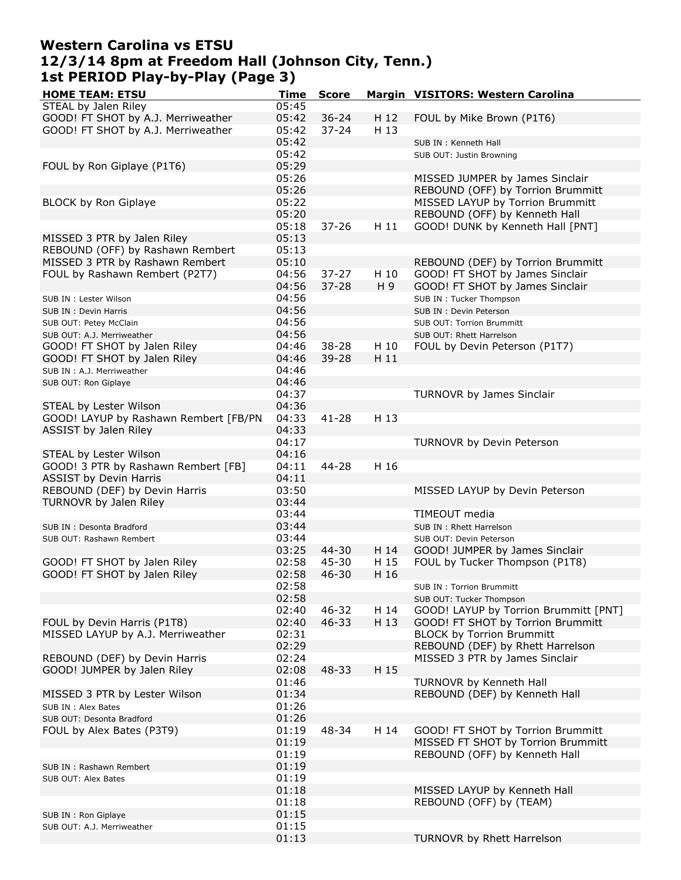# Western Carolina vs ETSU
# 12/3/14 8pm at Freedom Hall (Johnson City, Tenn.)
# 1st PERIOD Play-by-Play (Page 3)

| HOME TEAM: ETSU | Time | Score | Margin | VISITORS: Western Carolina |
|---|---|---|---|---|
| STEAL by Jalen Riley | 05:45 | | | |
| GOOD! FT SHOT by A.J. Merriweather | 05:42 | 36-24 | H 12 | FOUL by Mike Brown (P1T6) |
| GOOD! FT SHOT by A.J. Merriweather | 05:42 | 37-24 | H 13 | |
| | 05:42 | | | SUB IN : Kenneth Hall |
| | 05:42 | | | SUB OUT: Justin Browning |
| FOUL by Ron Giplaye (P1T6) | 05:29 | | | |
| | 05:26 | | | MISSED JUMPER by James Sinclair |
| | 05:26 | | | REBOUND (OFF) by Torrion Brummitt |
| BLOCK by Ron Giplaye | 05:22 | | | MISSED LAYUP by Torrion Brummitt |
| | 05:20 | | | REBOUND (OFF) by Kenneth Hall |
| | 05:18 | 37-26 | H 11 | GOOD! DUNK by Kenneth Hall [PNT] |
| MISSED 3 PTR by Jalen Riley | 05:13 | | | |
| REBOUND (OFF) by Rashawn Rembert | 05:13 | | | |
| MISSED 3 PTR by Rashawn Rembert | 05:10 | | | REBOUND (DEF) by Torrion Brummitt |
| FOUL by Rashawn Rembert (P2T7) | 04:56 | 37-27 | H 10 | GOOD! FT SHOT by James Sinclair |
| | 04:56 | 37-28 | H 9 | GOOD! FT SHOT by James Sinclair |
| SUB IN : Lester Wilson | 04:56 | | | SUB IN : Tucker Thompson |
| SUB IN : Devin Harris | 04:56 | | | SUB IN : Devin Peterson |
| SUB OUT: Petey McClain | 04:56 | | | SUB OUT: Torrion Brummitt |
| SUB OUT: A.J. Merriweather | 04:56 | | | SUB OUT: Rhett Harrelson |
| GOOD! FT SHOT by Jalen Riley | 04:46 | 38-28 | H 10 | FOUL by Devin Peterson (P1T7) |
| GOOD! FT SHOT by Jalen Riley | 04:46 | 39-28 | H 11 | |
| SUB IN : A.J. Merriweather | 04:46 | | | |
| SUB OUT: Ron Giplaye | 04:46 | | | |
| | 04:37 | | | TURNOVR by James Sinclair |
| STEAL by Lester Wilson | 04:36 | | | |
| GOOD! LAYUP by Rashawn Rembert [FB/PN | 04:33 | 41-28 | H 13 | |
| ASSIST by Jalen Riley | 04:33 | | | |
| | 04:17 | | | TURNOVR by Devin Peterson |
| STEAL by Lester Wilson | 04:16 | | | |
| GOOD! 3 PTR by Rashawn Rembert [FB] | 04:11 | 44-28 | H 16 | |
| ASSIST by Devin Harris | 04:11 | | | |
| REBOUND (DEF) by Devin Harris | 03:50 | | | MISSED LAYUP by Devin Peterson |
| TURNOVR by Jalen Riley | 03:44 | | | |
| | 03:44 | | | TIMEOUT media |
| SUB IN : Desonta Bradford | 03:44 | | | SUB IN : Rhett Harrelson |
| SUB OUT: Rashawn Rembert | 03:44 | | | SUB OUT: Devin Peterson |
| | 03:25 | 44-30 | H 14 | GOOD! JUMPER by James Sinclair |
| GOOD! FT SHOT by Jalen Riley | 02:58 | 45-30 | H 15 | FOUL by Tucker Thompson (P1T8) |
| GOOD! FT SHOT by Jalen Riley | 02:58 | 46-30 | H 16 | |
| | 02:58 | | | SUB IN : Torrion Brummitt |
| | 02:58 | | | SUB OUT: Tucker Thompson |
| | 02:40 | 46-32 | H 14 | GOOD! LAYUP by Torrion Brummitt [PNT] |
| FOUL by Devin Harris (P1T8) | 02:40 | 46-33 | H 13 | GOOD! FT SHOT by Torrion Brummitt |
| MISSED LAYUP by A.J. Merriweather | 02:31 | | | BLOCK by Torrion Brummitt |
| | 02:29 | | | REBOUND (DEF) by Rhett Harrelson |
| REBOUND (DEF) by Devin Harris | 02:24 | | | MISSED 3 PTR by James Sinclair |
| GOOD! JUMPER by Jalen Riley | 02:08 | 48-33 | H 15 | |
| | 01:46 | | | TURNOVR by Kenneth Hall |
| MISSED 3 PTR by Lester Wilson | 01:34 | | | REBOUND (DEF) by Kenneth Hall |
| SUB IN : Alex Bates | 01:26 | | | |
| SUB OUT: Desonta Bradford | 01:26 | | | |
| FOUL by Alex Bates (P3T9) | 01:19 | 48-34 | H 14 | GOOD! FT SHOT by Torrion Brummitt |
| | 01:19 | | | MISSED FT SHOT by Torrion Brummitt |
| | 01:19 | | | REBOUND (OFF) by Kenneth Hall |
| SUB IN : Rashawn Rembert | 01:19 | | | |
| SUB OUT: Alex Bates | 01:19 | | | |
| | 01:18 | | | MISSED LAYUP by Kenneth Hall |
| | 01:18 | | | REBOUND (OFF) by (TEAM) |
| SUB IN : Ron Giplaye | 01:15 | | | |
| SUB OUT: A.J. Merriweather | 01:15 | | | |
| | 01:13 | | | TURNOVR by Rhett Harrelson |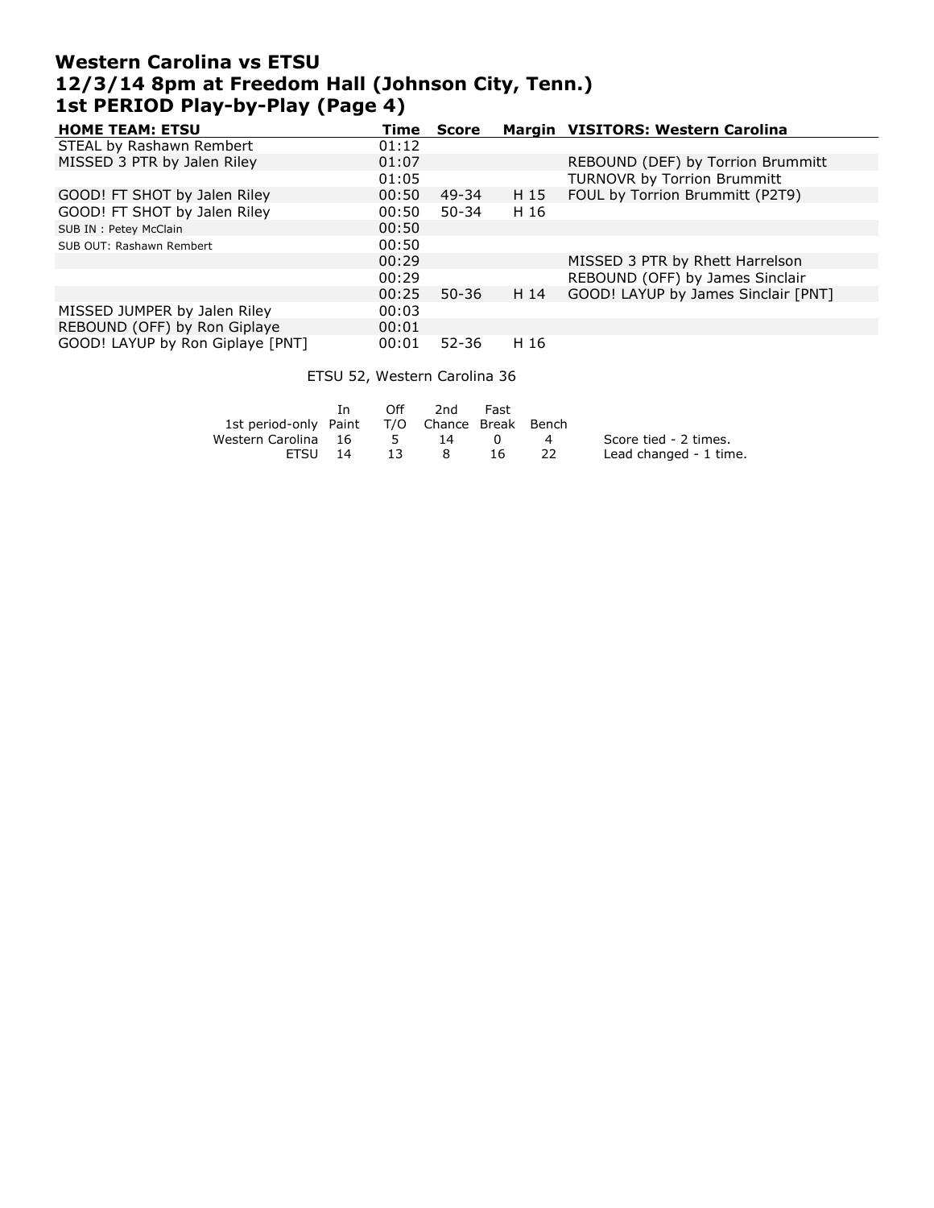# Western Carolina vs ETSU
## 12/3/14 8pm at Freedom Hall (Johnson City, Tenn.)
## 1st PERIOD Play-by-Play (Page 4)

| HOME TEAM: ETSU | Time | Score | Margin | VISITORS: Western Carolina |
|---|---|---|---|---|
| STEAL by Rashawn Rembert | 01:12 | | | |
| MISSED 3 PTR by Jalen Riley | 01:07 | | | REBOUND (DEF) by Torrion Brummitt |
| | 01:05 | | | TURNOVR by Torrion Brummitt |
| GOOD! FT SHOT by Jalen Riley | 00:50 | 49-34 | H 15 | FOUL by Torrion Brummitt (P2T9) |
| GOOD! FT SHOT by Jalen Riley | 00:50 | 50-34 | H 16 | |
| SUB IN : Petey McClain | 00:50 | | | |
| SUB OUT: Rashawn Rembert | 00:50 | | | |
| | 00:29 | | | MISSED 3 PTR by Rhett Harrelson |
| | 00:29 | | | REBOUND (OFF) by James Sinclair |
| | 00:25 | 50-36 | H 14 | GOOD! LAYUP by James Sinclair [PNT] |
| MISSED JUMPER by Jalen Riley | 00:03 | | | |
| REBOUND (OFF) by Ron Giplaye | 00:01 | | | |
| GOOD! LAYUP by Ron Giplaye [PNT] | 00:01 | 52-36 | H 16 | |

ETSU 52, Western Carolina 36

| 1st period-only | In Paint | Off T/O | 2nd Chance | Fast Break | Bench |
|---|---|---|---|---|---|
| Western Carolina | 16 | 5 | 14 | 0 | 4 |
| ETSU | 14 | 13 | 8 | 16 | 22 |

Score tied - 2 times.
Lead changed - 1 time.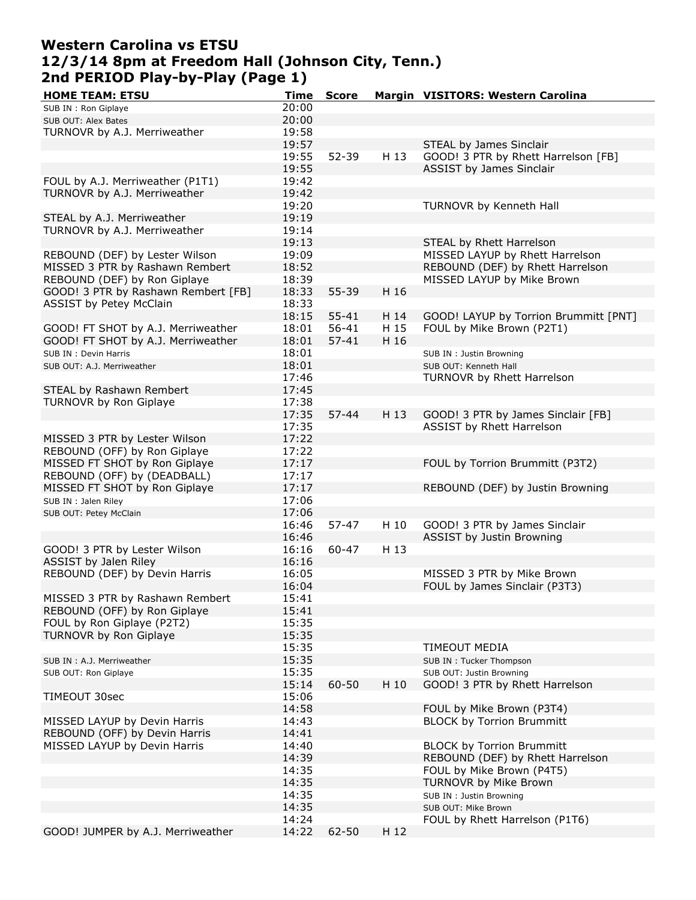# Western Carolina vs ETSU
## 12/3/14 8pm at Freedom Hall (Johnson City, Tenn.)
## 2nd PERIOD Play-by-Play (Page 1)

| HOME TEAM: ETSU | Time | Score | Margin | VISITORS: Western Carolina |
|---|---|---|---|---|
| SUB IN : Ron Giplaye | 20:00 | | | |
| SUB OUT: Alex Bates | 20:00 | | | |
| TURNOVR by A.J. Merriweather | 19:58 | | | |
| | 19:57 | | | STEAL by James Sinclair |
| | 19:55 | 52-39 | H 13 | GOOD! 3 PTR by Rhett Harrelson [FB] |
| | 19:55 | | | ASSIST by James Sinclair |
| FOUL by A.J. Merriweather (P1T1) | 19:42 | | | |
| TURNOVR by A.J. Merriweather | 19:42 | | | |
| | 19:20 | | | TURNOVR by Kenneth Hall |
| STEAL by A.J. Merriweather | 19:19 | | | |
| TURNOVR by A.J. Merriweather | 19:14 | | | |
| | 19:13 | | | STEAL by Rhett Harrelson |
| REBOUND (DEF) by Lester Wilson | 19:09 | | | MISSED LAYUP by Rhett Harrelson |
| MISSED 3 PTR by Rashawn Rembert | 18:52 | | | REBOUND (DEF) by Rhett Harrelson |
| REBOUND (DEF) by Ron Giplaye | 18:39 | | | MISSED LAYUP by Mike Brown |
| GOOD! 3 PTR by Rashawn Rembert [FB] | 18:33 | 55-39 | H 16 | |
| ASSIST by Petey McClain | 18:33 | | | |
| | 18:15 | 55-41 | H 14 | GOOD! LAYUP by Torrion Brummitt [PNT] |
| GOOD! FT SHOT by A.J. Merriweather | 18:01 | 56-41 | H 15 | FOUL by Mike Brown (P2T1) |
| GOOD! FT SHOT by A.J. Merriweather | 18:01 | 57-41 | H 16 | |
| SUB IN : Devin Harris | 18:01 | | | SUB IN : Justin Browning |
| SUB OUT: A.J. Merriweather | 18:01 | | | SUB OUT: Kenneth Hall |
| | 17:46 | | | TURNOVR by Rhett Harrelson |
| STEAL by Rashawn Rembert | 17:45 | | | |
| TURNOVR by Ron Giplaye | 17:38 | | | |
| | 17:35 | 57-44 | H 13 | GOOD! 3 PTR by James Sinclair [FB] |
| | 17:35 | | | ASSIST by Rhett Harrelson |
| MISSED 3 PTR by Lester Wilson | 17:22 | | | |
| REBOUND (OFF) by Ron Giplaye | 17:22 | | | |
| MISSED FT SHOT by Ron Giplaye | 17:17 | | | FOUL by Torrion Brummitt (P3T2) |
| REBOUND (OFF) by (DEADBALL) | 17:17 | | | |
| MISSED FT SHOT by Ron Giplaye | 17:17 | | | REBOUND (DEF) by Justin Browning |
| SUB IN : Jalen Riley | 17:06 | | | |
| SUB OUT: Petey McClain | 17:06 | | | |
| | 16:46 | 57-47 | H 10 | GOOD! 3 PTR by James Sinclair |
| | 16:46 | | | ASSIST by Justin Browning |
| GOOD! 3 PTR by Lester Wilson | 16:16 | 60-47 | H 13 | |
| ASSIST by Jalen Riley | 16:16 | | | |
| REBOUND (DEF) by Devin Harris | 16:05 | | | MISSED 3 PTR by Mike Brown |
| | 16:04 | | | FOUL by James Sinclair (P3T3) |
| MISSED 3 PTR by Rashawn Rembert | 15:41 | | | |
| REBOUND (OFF) by Ron Giplaye | 15:41 | | | |
| FOUL by Ron Giplaye (P2T2) | 15:35 | | | |
| TURNOVR by Ron Giplaye | 15:35 | | | |
| | 15:35 | | | TIMEOUT MEDIA |
| SUB IN : A.J. Merriweather | 15:35 | | | SUB IN : Tucker Thompson |
| SUB OUT: Ron Giplaye | 15:35 | | | SUB OUT: Justin Browning |
| | 15:14 | 60-50 | H 10 | GOOD! 3 PTR by Rhett Harrelson |
| TIMEOUT 30sec | 15:06 | | | |
| | 14:58 | | | FOUL by Mike Brown (P3T4) |
| MISSED LAYUP by Devin Harris | 14:43 | | | BLOCK by Torrion Brummitt |
| REBOUND (OFF) by Devin Harris | 14:41 | | | |
| MISSED LAYUP by Devin Harris | 14:40 | | | BLOCK by Torrion Brummitt |
| | 14:39 | | | REBOUND (DEF) by Rhett Harrelson |
| | 14:35 | | | FOUL by Mike Brown (P4T5) |
| | 14:35 | | | TURNOVR by Mike Brown |
| | 14:35 | | | SUB IN : Justin Browning |
| | 14:35 | | | SUB OUT: Mike Brown |
| | 14:24 | | | FOUL by Rhett Harrelson (P1T6) |
| GOOD! JUMPER by A.J. Merriweather | 14:22 | 62-50 | H 12 | |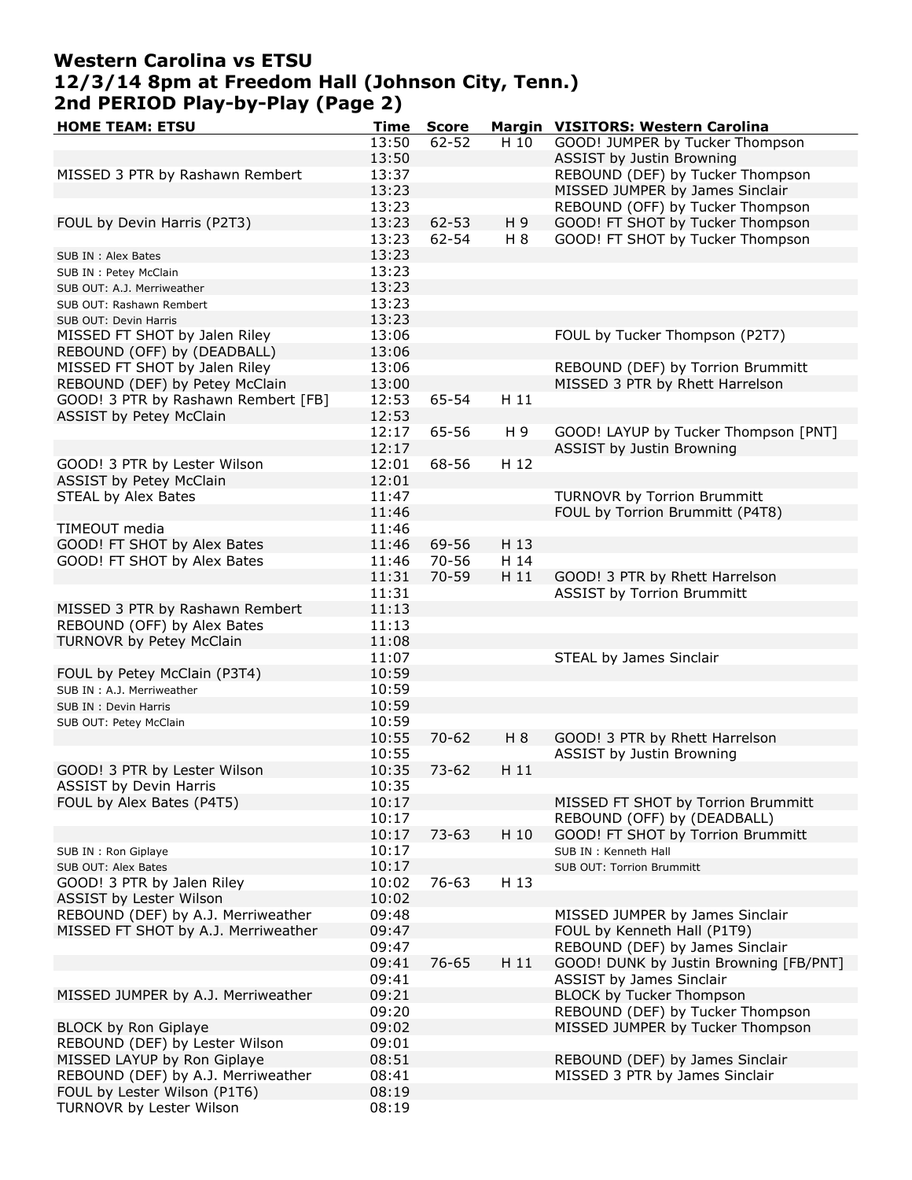# Western Carolina vs ETSU
# 12/3/14 8pm at Freedom Hall (Johnson City, Tenn.)
# 2nd PERIOD Play-by-Play (Page 2)

| HOME TEAM: ETSU | Time | Score | Margin | VISITORS: Western Carolina |
|---|---|---|---|---|
| | 13:50 | 62-52 | H 10 | GOOD! JUMPER by Tucker Thompson |
| | 13:50 | | | ASSIST by Justin Browning |
| MISSED 3 PTR by Rashawn Rembert | 13:37 | | | REBOUND (DEF) by Tucker Thompson |
| | 13:23 | | | MISSED JUMPER by James Sinclair |
| | 13:23 | | | REBOUND (OFF) by Tucker Thompson |
| FOUL by Devin Harris (P2T3) | 13:23 | 62-53 | H 9 | GOOD! FT SHOT by Tucker Thompson |
| | 13:23 | 62-54 | H 8 | GOOD! FT SHOT by Tucker Thompson |
| SUB IN : Alex Bates | 13:23 | | | |
| SUB IN : Petey McClain | 13:23 | | | |
| SUB OUT: A.J. Merriweather | 13:23 | | | |
| SUB OUT: Rashawn Rembert | 13:23 | | | |
| SUB OUT: Devin Harris | 13:23 | | | |
| MISSED FT SHOT by Jalen Riley | 13:06 | | | FOUL by Tucker Thompson (P2T7) |
| REBOUND (OFF) by (DEADBALL) | 13:06 | | | |
| MISSED FT SHOT by Jalen Riley | 13:06 | | | REBOUND (DEF) by Torrion Brummitt |
| REBOUND (DEF) by Petey McClain | 13:00 | | | MISSED 3 PTR by Rhett Harrelson |
| GOOD! 3 PTR by Rashawn Rembert [FB] | 12:53 | 65-54 | H 11 | |
| ASSIST by Petey McClain | 12:53 | | | |
| | 12:17 | 65-56 | H 9 | GOOD! LAYUP by Tucker Thompson [PNT] |
| | 12:17 | | | ASSIST by Justin Browning |
| GOOD! 3 PTR by Lester Wilson | 12:01 | 68-56 | H 12 | |
| ASSIST by Petey McClain | 12:01 | | | |
| STEAL by Alex Bates | 11:47 | | | TURNOVR by Torrion Brummitt |
| | 11:46 | | | FOUL by Torrion Brummitt (P4T8) |
| TIMEOUT media | 11:46 | | | |
| GOOD! FT SHOT by Alex Bates | 11:46 | 69-56 | H 13 | |
| GOOD! FT SHOT by Alex Bates | 11:46 | 70-56 | H 14 | |
| | 11:31 | 70-59 | H 11 | GOOD! 3 PTR by Rhett Harrelson |
| | 11:31 | | | ASSIST by Torrion Brummitt |
| MISSED 3 PTR by Rashawn Rembert | 11:13 | | | |
| REBOUND (OFF) by Alex Bates | 11:13 | | | |
| TURNOVR by Petey McClain | 11:08 | | | |
| | 11:07 | | | STEAL by James Sinclair |
| FOUL by Petey McClain (P3T4) | 10:59 | | | |
| SUB IN : A.J. Merriweather | 10:59 | | | |
| SUB IN : Devin Harris | 10:59 | | | |
| SUB OUT: Petey McClain | 10:59 | | | |
| | 10:55 | 70-62 | H 8 | GOOD! 3 PTR by Rhett Harrelson |
| | 10:55 | | | ASSIST by Justin Browning |
| GOOD! 3 PTR by Lester Wilson | 10:35 | 73-62 | H 11 | |
| ASSIST by Devin Harris | 10:35 | | | |
| FOUL by Alex Bates (P4T5) | 10:17 | | | MISSED FT SHOT by Torrion Brummitt |
| | 10:17 | | | REBOUND (OFF) by (DEADBALL) |
| | 10:17 | 73-63 | H 10 | GOOD! FT SHOT by Torrion Brummitt |
| SUB IN : Ron Giplaye | 10:17 | | | SUB IN : Kenneth Hall |
| SUB OUT: Alex Bates | 10:17 | | | SUB OUT: Torrion Brummitt |
| GOOD! 3 PTR by Jalen Riley | 10:02 | 76-63 | H 13 | |
| ASSIST by Lester Wilson | 10:02 | | | |
| REBOUND (DEF) by A.J. Merriweather | 09:48 | | | MISSED JUMPER by James Sinclair |
| MISSED FT SHOT by A.J. Merriweather | 09:47 | | | FOUL by Kenneth Hall (P1T9) |
| | 09:47 | | | REBOUND (DEF) by James Sinclair |
| | 09:41 | 76-65 | H 11 | GOOD! DUNK by Justin Browning [FB/PNT] |
| | 09:41 | | | ASSIST by James Sinclair |
| MISSED JUMPER by A.J. Merriweather | 09:21 | | | BLOCK by Tucker Thompson |
| | 09:20 | | | REBOUND (DEF) by Tucker Thompson |
| BLOCK by Ron Giplaye | 09:02 | | | MISSED JUMPER by Tucker Thompson |
| REBOUND (DEF) by Lester Wilson | 09:01 | | | |
| MISSED LAYUP by Ron Giplaye | 08:51 | | | REBOUND (DEF) by James Sinclair |
| REBOUND (DEF) by A.J. Merriweather | 08:41 | | | MISSED 3 PTR by James Sinclair |
| FOUL by Lester Wilson (P1T6) | 08:19 | | | |
| TURNOVR by Lester Wilson | 08:19 | | | |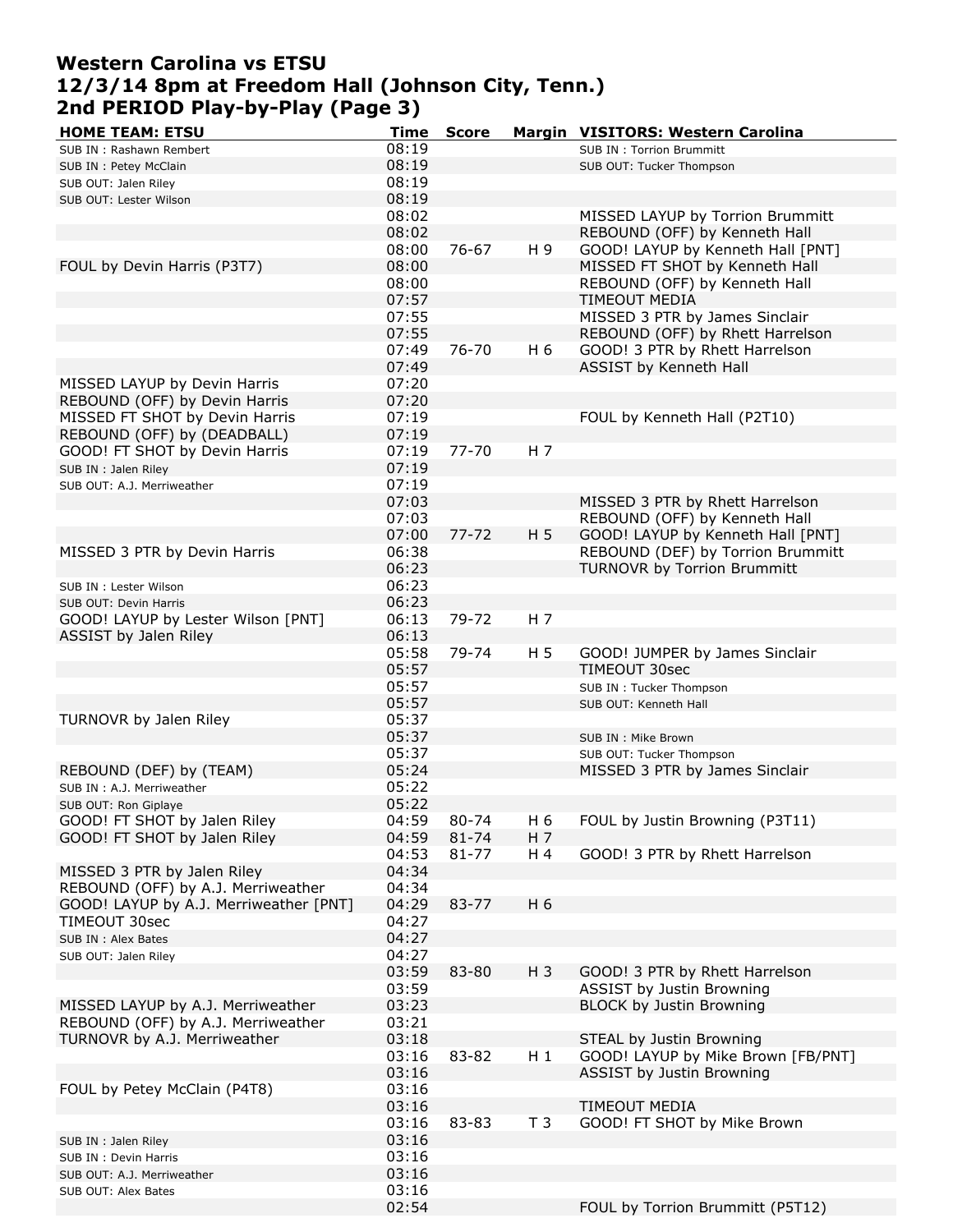# Western Carolina vs ETSU
# 12/3/14 8pm at Freedom Hall (Johnson City, Tenn.)
# 2nd PERIOD Play-by-Play (Page 3)

| HOME TEAM: ETSU | Time | Score | Margin | VISITORS: Western Carolina |
|---|---|---|---|---|
| SUB IN : Rashawn Rembert | 08:19 | | | SUB IN : Torrion Brummitt |
| SUB IN : Petey McClain | 08:19 | | | SUB OUT: Tucker Thompson |
| SUB OUT: Jalen Riley | 08:19 | | | |
| SUB OUT: Lester Wilson | 08:19 | | | |
| | 08:02 | | | MISSED LAYUP by Torrion Brummitt |
| | 08:02 | | | REBOUND (OFF) by Kenneth Hall |
| | 08:00 | 76-67 | H 9 | GOOD! LAYUP by Kenneth Hall [PNT] |
| FOUL by Devin Harris (P3T7) | 08:00 | | | MISSED FT SHOT by Kenneth Hall |
| | 08:00 | | | REBOUND (OFF) by Kenneth Hall |
| | 07:57 | | | TIMEOUT MEDIA |
| | 07:55 | | | MISSED 3 PTR by James Sinclair |
| | 07:55 | | | REBOUND (OFF) by Rhett Harrelson |
| | 07:49 | 76-70 | H 6 | GOOD! 3 PTR by Rhett Harrelson |
| | 07:49 | | | ASSIST by Kenneth Hall |
| MISSED LAYUP by Devin Harris | 07:20 | | | |
| REBOUND (OFF) by Devin Harris | 07:20 | | | |
| MISSED FT SHOT by Devin Harris | 07:19 | | | FOUL by Kenneth Hall (P2T10) |
| REBOUND (OFF) by (DEADBALL) | 07:19 | | | |
| GOOD! FT SHOT by Devin Harris | 07:19 | 77-70 | H 7 | |
| SUB IN : Jalen Riley | 07:19 | | | |
| SUB OUT: A.J. Merriweather | 07:19 | | | |
| | 07:03 | | | MISSED 3 PTR by Rhett Harrelson |
| | 07:03 | | | REBOUND (OFF) by Kenneth Hall |
| | 07:00 | 77-72 | H 5 | GOOD! LAYUP by Kenneth Hall [PNT] |
| MISSED 3 PTR by Devin Harris | 06:38 | | | REBOUND (DEF) by Torrion Brummitt |
| | 06:23 | | | TURNOVR by Torrion Brummitt |
| SUB IN : Lester Wilson | 06:23 | | | |
| SUB OUT: Devin Harris | 06:23 | | | |
| GOOD! LAYUP by Lester Wilson [PNT] | 06:13 | 79-72 | H 7 | |
| ASSIST by Jalen Riley | 06:13 | | | |
| | 05:58 | 79-74 | H 5 | GOOD! JUMPER by James Sinclair |
| | 05:57 | | | TIMEOUT 30sec |
| | 05:57 | | | SUB IN : Tucker Thompson |
| | 05:57 | | | SUB OUT: Kenneth Hall |
| TURNOVR by Jalen Riley | 05:37 | | | |
| | 05:37 | | | SUB IN : Mike Brown |
| | 05:37 | | | SUB OUT: Tucker Thompson |
| REBOUND (DEF) by (TEAM) | 05:24 | | | MISSED 3 PTR by James Sinclair |
| SUB IN : A.J. Merriweather | 05:22 | | | |
| SUB OUT: Ron Giplaye | 05:22 | | | |
| GOOD! FT SHOT by Jalen Riley | 04:59 | 80-74 | H 6 | FOUL by Justin Browning (P3T11) |
| GOOD! FT SHOT by Jalen Riley | 04:59 | 81-74 | H 7 | |
| | 04:53 | 81-77 | H 4 | GOOD! 3 PTR by Rhett Harrelson |
| MISSED 3 PTR by Jalen Riley | 04:34 | | | |
| REBOUND (OFF) by A.J. Merriweather | 04:34 | | | |
| GOOD! LAYUP by A.J. Merriweather [PNT] | 04:29 | 83-77 | H 6 | |
| TIMEOUT 30sec | 04:27 | | | |
| SUB IN : Alex Bates | 04:27 | | | |
| SUB OUT: Jalen Riley | 04:27 | | | |
| | 03:59 | 83-80 | H 3 | GOOD! 3 PTR by Rhett Harrelson |
| | 03:59 | | | ASSIST by Justin Browning |
| MISSED LAYUP by A.J. Merriweather | 03:23 | | | BLOCK by Justin Browning |
| REBOUND (OFF) by A.J. Merriweather | 03:21 | | | |
| TURNOVR by A.J. Merriweather | 03:18 | | | STEAL by Justin Browning |
| | 03:16 | 83-82 | H 1 | GOOD! LAYUP by Mike Brown [FB/PNT] |
| | 03:16 | | | ASSIST by Justin Browning |
| FOUL by Petey McClain (P4T8) | 03:16 | | | |
| | 03:16 | | | TIMEOUT MEDIA |
| | 03:16 | 83-83 | T 3 | GOOD! FT SHOT by Mike Brown |
| SUB IN : Jalen Riley | 03:16 | | | |
| SUB IN : Devin Harris | 03:16 | | | |
| SUB OUT: A.J. Merriweather | 03:16 | | | |
| SUB OUT: Alex Bates | 03:16 | | | |
| | 02:54 | | | FOUL by Torrion Brummitt (P5T12) |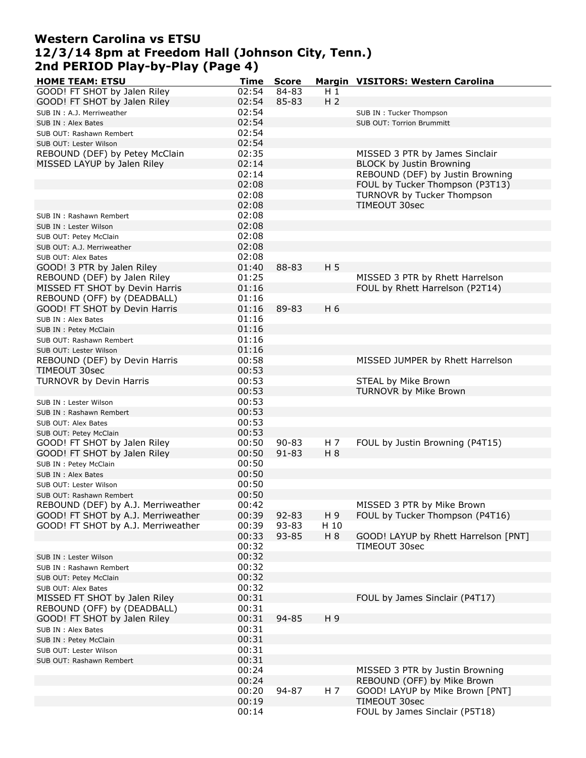# Western Carolina vs ETSU
# 12/3/14 8pm at Freedom Hall (Johnson City, Tenn.)
# 2nd PERIOD Play-by-Play (Page 4)

| HOME TEAM: ETSU | Time | Score | Margin | VISITORS: Western Carolina |
|---|---|---|---|---|
| GOOD! FT SHOT by Jalen Riley | 02:54 | 84-83 | H 1 | |
| GOOD! FT SHOT by Jalen Riley | 02:54 | 85-83 | H 2 | |
| SUB IN : A.J. Merriweather | 02:54 | | | SUB IN : Tucker Thompson |
| SUB IN : Alex Bates | 02:54 | | | SUB OUT: Torrion Brummitt |
| SUB OUT: Rashawn Rembert | 02:54 | | | |
| SUB OUT: Lester Wilson | 02:54 | | | |
| REBOUND (DEF) by Petey McClain | 02:35 | | | MISSED 3 PTR by James Sinclair |
| MISSED LAYUP by Jalen Riley | 02:14 | | | BLOCK by Justin Browning |
| | 02:14 | | | REBOUND (DEF) by Justin Browning |
| | 02:08 | | | FOUL by Tucker Thompson (P3T13) |
| | 02:08 | | | TURNOVR by Tucker Thompson |
| | 02:08 | | | TIMEOUT 30sec |
| SUB IN : Rashawn Rembert | 02:08 | | | |
| SUB IN : Lester Wilson | 02:08 | | | |
| SUB OUT: Petey McClain | 02:08 | | | |
| SUB OUT: A.J. Merriweather | 02:08 | | | |
| SUB OUT: Alex Bates | 02:08 | | | |
| GOOD! 3 PTR by Jalen Riley | 01:40 | 88-83 | H 5 | |
| REBOUND (DEF) by Jalen Riley | 01:25 | | | MISSED 3 PTR by Rhett Harrelson |
| MISSED FT SHOT by Devin Harris | 01:16 | | | FOUL by Rhett Harrelson (P2T14) |
| REBOUND (OFF) by (DEADBALL) | 01:16 | | | |
| GOOD! FT SHOT by Devin Harris | 01:16 | 89-83 | H 6 | |
| SUB IN : Alex Bates | 01:16 | | | |
| SUB IN : Petey McClain | 01:16 | | | |
| SUB OUT: Rashawn Rembert | 01:16 | | | |
| SUB OUT: Lester Wilson | 01:16 | | | |
| REBOUND (DEF) by Devin Harris | 00:58 | | | MISSED JUMPER by Rhett Harrelson |
| TIMEOUT 30sec | 00:53 | | | |
| TURNOVR by Devin Harris | 00:53 | | | STEAL by Mike Brown |
| | 00:53 | | | TURNOVR by Mike Brown |
| SUB IN : Lester Wilson | 00:53 | | | |
| SUB IN : Rashawn Rembert | 00:53 | | | |
| SUB OUT: Alex Bates | 00:53 | | | |
| SUB OUT: Petey McClain | 00:53 | | | |
| GOOD! FT SHOT by Jalen Riley | 00:50 | 90-83 | H 7 | FOUL by Justin Browning (P4T15) |
| GOOD! FT SHOT by Jalen Riley | 00:50 | 91-83 | H 8 | |
| SUB IN : Petey McClain | 00:50 | | | |
| SUB IN : Alex Bates | 00:50 | | | |
| SUB OUT: Lester Wilson | 00:50 | | | |
| SUB OUT: Rashawn Rembert | 00:50 | | | |
| REBOUND (DEF) by A.J. Merriweather | 00:42 | | | MISSED 3 PTR by Mike Brown |
| GOOD! FT SHOT by A.J. Merriweather | 00:39 | 92-83 | H 9 | FOUL by Tucker Thompson (P4T16) |
| GOOD! FT SHOT by A.J. Merriweather | 00:39 | 93-83 | H 10 | |
| | 00:33 | 93-85 | H 8 | GOOD! LAYUP by Rhett Harrelson [PNT] |
| | 00:32 | | | TIMEOUT 30sec |
| SUB IN : Lester Wilson | 00:32 | | | |
| SUB IN : Rashawn Rembert | 00:32 | | | |
| SUB OUT: Petey McClain | 00:32 | | | |
| SUB OUT: Alex Bates | 00:32 | | | |
| MISSED FT SHOT by Jalen Riley | 00:31 | | | FOUL by James Sinclair (P4T17) |
| REBOUND (OFF) by (DEADBALL) | 00:31 | | | |
| GOOD! FT SHOT by Jalen Riley | 00:31 | 94-85 | H 9 | |
| SUB IN : Alex Bates | 00:31 | | | |
| SUB IN : Petey McClain | 00:31 | | | |
| SUB OUT: Lester Wilson | 00:31 | | | |
| SUB OUT: Rashawn Rembert | 00:31 | | | |
| | 00:24 | | | MISSED 3 PTR by Justin Browning |
| | 00:24 | | | REBOUND (OFF) by Mike Brown |
| | 00:20 | 94-87 | H 7 | GOOD! LAYUP by Mike Brown [PNT] |
| | 00:19 | | | TIMEOUT 30sec |
| | 00:14 | | | FOUL by James Sinclair (P5T18) |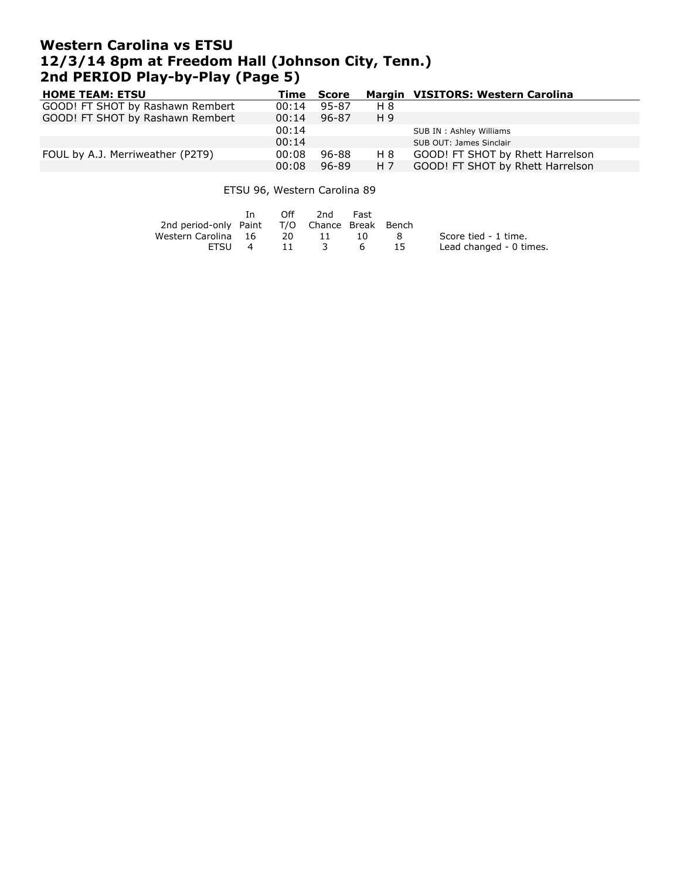# Western Carolina vs ETSU
# 12/3/14 8pm at Freedom Hall (Johnson City, Tenn.)
# 2nd PERIOD Play-by-Play (Page 5)

| HOME TEAM: ETSU | Time | Score | Margin | VISITORS: Western Carolina |
|---|---|---|---|---|
| GOOD! FT SHOT by Rashawn Rembert | 00:14 | 95-87 | H 8 | |
| GOOD! FT SHOT by Rashawn Rembert | 00:14 | 96-87 | H 9 | |
| | 00:14 | | | SUB IN : Ashley Williams |
| | 00:14 | | | SUB OUT: James Sinclair |
| FOUL by A.J. Merriweather (P2T9) | 00:08 | 96-88 | H 8 | GOOD! FT SHOT by Rhett Harrelson |
| | 00:08 | 96-89 | H 7 | GOOD! FT SHOT by Rhett Harrelson |

ETSU 96, Western Carolina 89

| 2nd period-only | In Paint | Off T/O | 2nd Chance | Fast Break | Bench |
|---|---|---|---|---|---|
| Western Carolina | 16 | 20 | 11 | 10 | 8 |
| ETSU | 4 | 11 | 3 | 6 | 15 |

Score tied - 1 time.
Lead changed - 0 times.